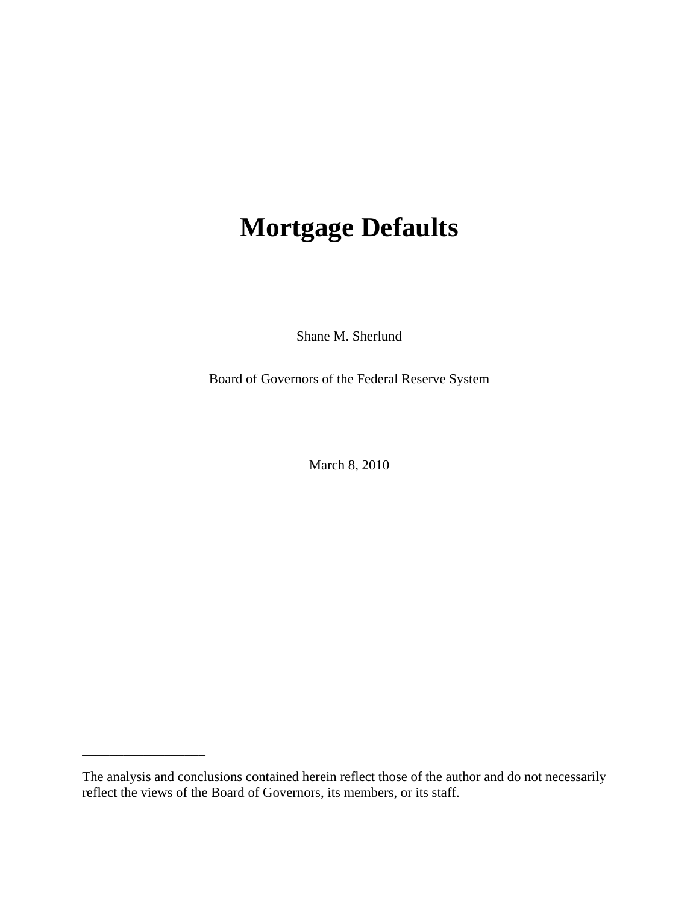# Mortgage Defaults

Shane M. Sherlund

Board of Governors of the Federal Reserve System

March 8, 2010

---

The analysis and conclusions contained herein reflect those of the author and do not necessarily reflect the views of the Board of Governors, its members, or its staff.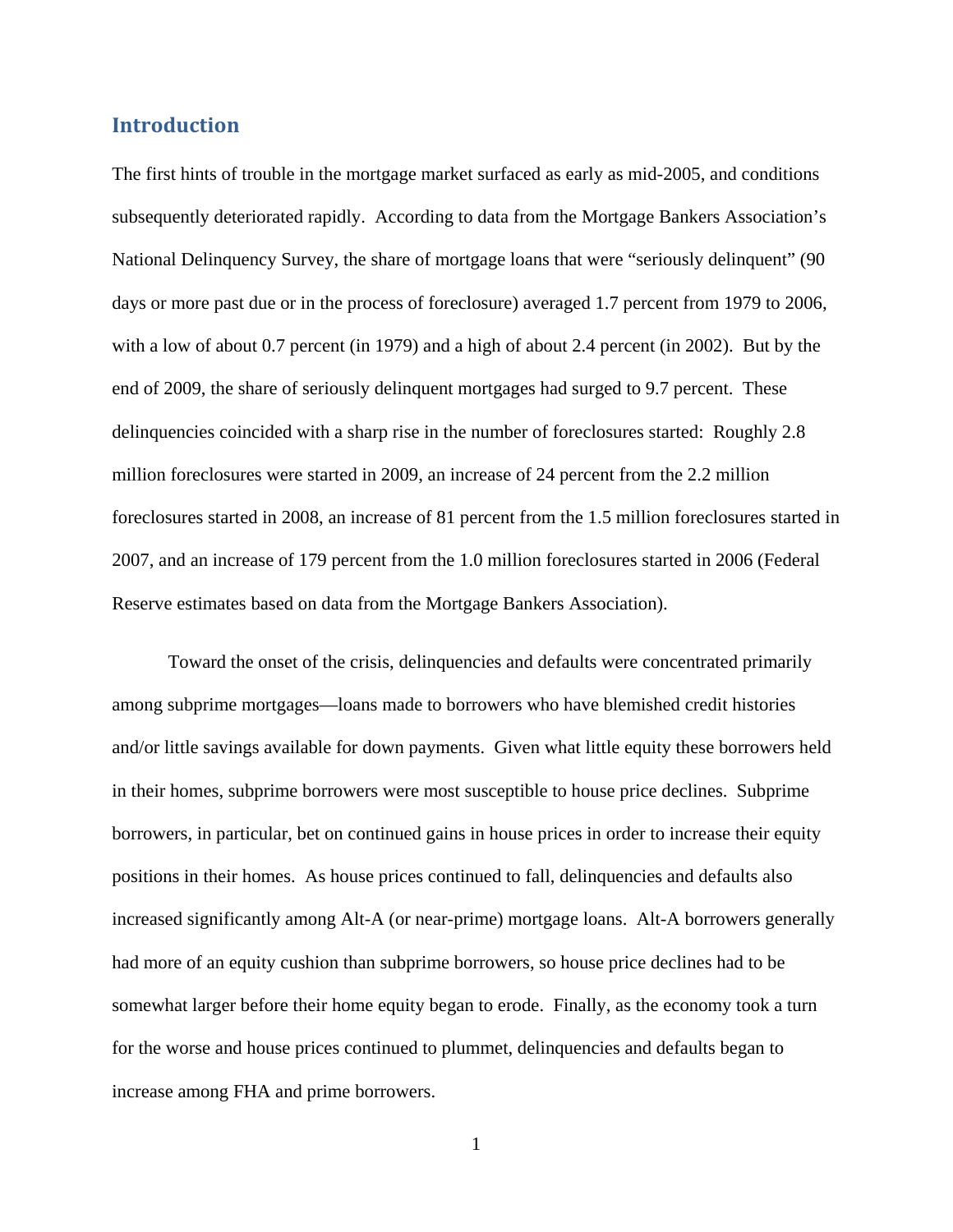## Introduction

The first hints of trouble in the mortgage market surfaced as early as mid-2005, and conditions subsequently deteriorated rapidly. According to data from the Mortgage Bankers Association's National Delinquency Survey, the share of mortgage loans that were "seriously delinquent" (90 days or more past due or in the process of foreclosure) averaged 1.7 percent from 1979 to 2006, with a low of about 0.7 percent (in 1979) and a high of about 2.4 percent (in 2002). But by the end of 2009, the share of seriously delinquent mortgages had surged to 9.7 percent. These delinquencies coincided with a sharp rise in the number of foreclosures started: Roughly 2.8 million foreclosures were started in 2009, an increase of 24 percent from the 2.2 million foreclosures started in 2008, an increase of 81 percent from the 1.5 million foreclosures started in 2007, and an increase of 179 percent from the 1.0 million foreclosures started in 2006 (Federal Reserve estimates based on data from the Mortgage Bankers Association).

Toward the onset of the crisis, delinquencies and defaults were concentrated primarily among subprime mortgages—loans made to borrowers who have blemished credit histories and/or little savings available for down payments. Given what little equity these borrowers held in their homes, subprime borrowers were most susceptible to house price declines. Subprime borrowers, in particular, bet on continued gains in house prices in order to increase their equity positions in their homes. As house prices continued to fall, delinquencies and defaults also increased significantly among Alt-A (or near-prime) mortgage loans. Alt-A borrowers generally had more of an equity cushion than subprime borrowers, so house price declines had to be somewhat larger before their home equity began to erode. Finally, as the economy took a turn for the worse and house prices continued to plummet, delinquencies and defaults began to increase among FHA and prime borrowers.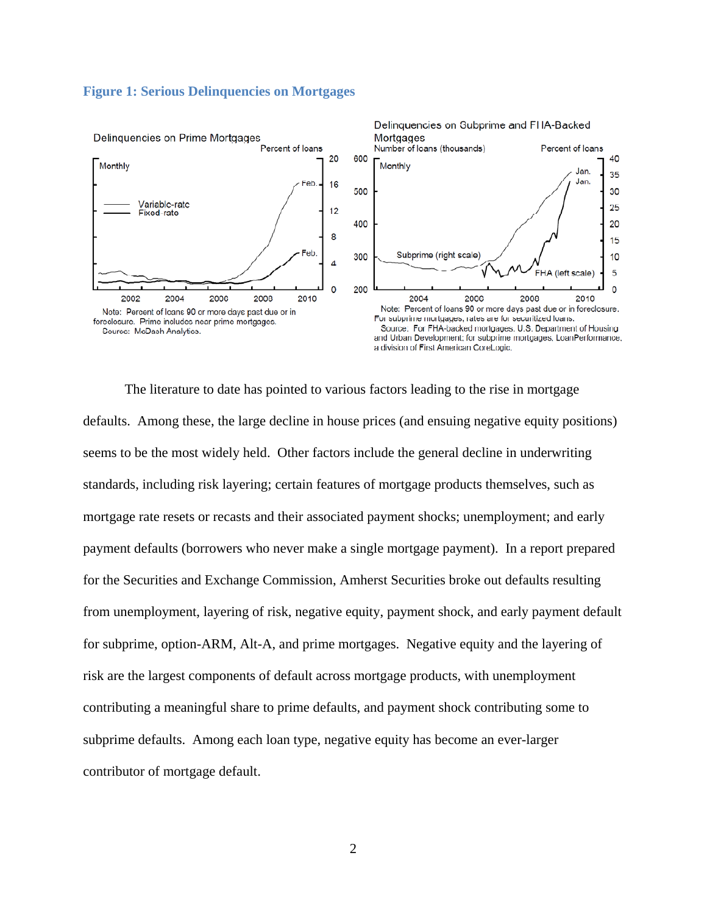### Figure 1: Serious Delinquencies on Mortgages

Delinquencies on Prime Mortgages

Note: Percent of loans 90 or more days past due or in foreclosure. Prime includes near prime mortgages.
Source: McDash Analytics.

Delinquencies on Subprime and FHA-Backed Mortgages

Note: Percent of loans 90 or more days past due or in foreclosure. For subprime mortgages, rates are for securitized loans.
Source: For FHA-backed mortgages, U.S. Department of Housing and Urban Development; for subprime mortgages, LoanPerformance, a division of First American CoreLogic.

The literature to date has pointed to various factors leading to the rise in mortgage defaults. Among these, the large decline in house prices (and ensuing negative equity positions) seems to be the most widely held. Other factors include the general decline in underwriting standards, including risk layering; certain features of mortgage products themselves, such as mortgage rate resets or recasts and their associated payment shocks; unemployment; and early payment defaults (borrowers who never make a single mortgage payment). In a report prepared for the Securities and Exchange Commission, Amherst Securities broke out defaults resulting from unemployment, layering of risk, negative equity, payment shock, and early payment default for subprime, option-ARM, Alt-A, and prime mortgages. Negative equity and the layering of risk are the largest components of default across mortgage products, with unemployment contributing a meaningful share to prime defaults, and payment shock contributing some to subprime defaults. Among each loan type, negative equity has become an ever-larger contributor of mortgage default.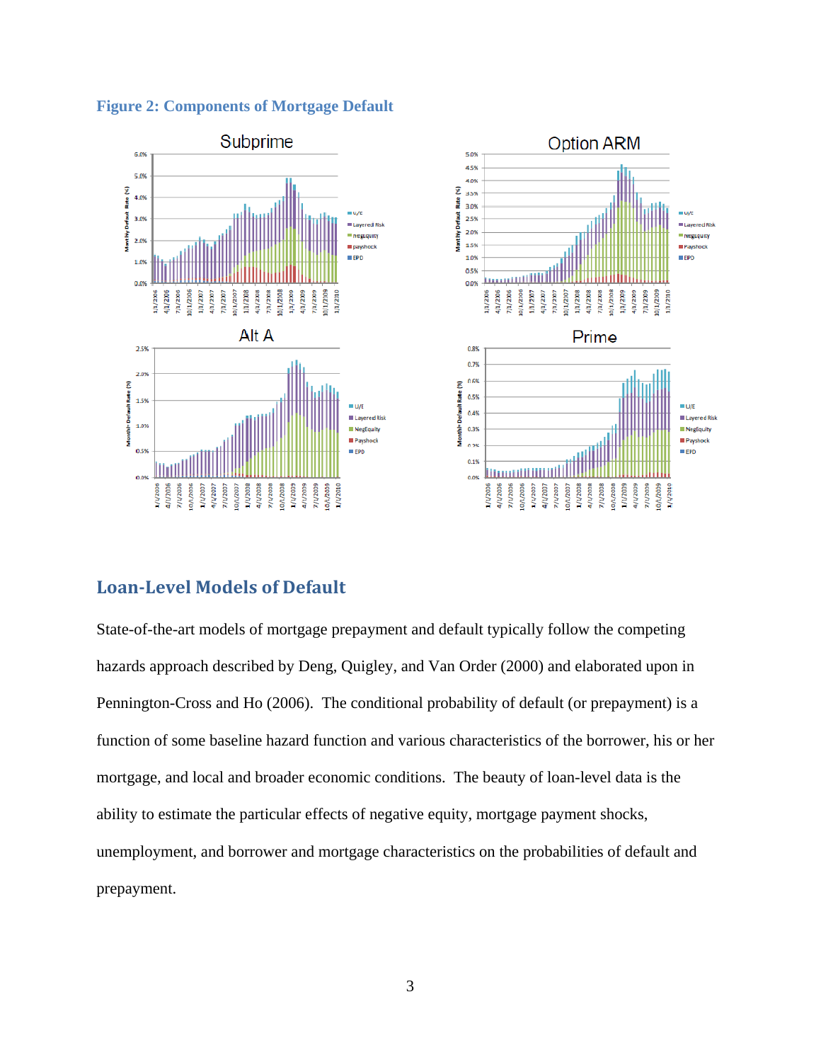**Figure 2: Components of Mortgage Default**

## Loan-Level Models of Default

State-of-the-art models of mortgage prepayment and default typically follow the competing hazards approach described by Deng, Quigley, and Van Order (2000) and elaborated upon in Pennington-Cross and Ho (2006). The conditional probability of default (or prepayment) is a function of some baseline hazard function and various characteristics of the borrower, his or her mortgage, and local and broader economic conditions. The beauty of loan-level data is the ability to estimate the particular effects of negative equity, mortgage payment shocks, unemployment, and borrower and mortgage characteristics on the probabilities of default and prepayment.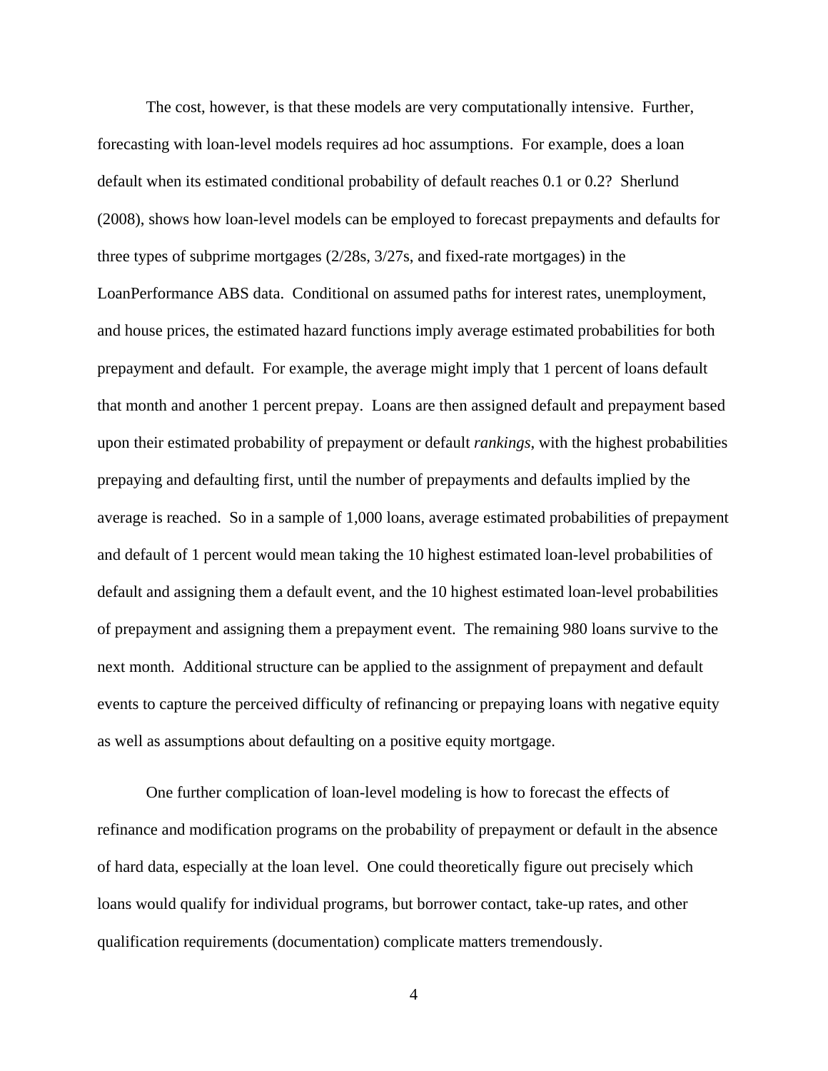The cost, however, is that these models are very computationally intensive. Further, forecasting with loan-level models requires ad hoc assumptions. For example, does a loan default when its estimated conditional probability of default reaches 0.1 or 0.2? Sherlund (2008), shows how loan-level models can be employed to forecast prepayments and defaults for three types of subprime mortgages (2/28s, 3/27s, and fixed-rate mortgages) in the LoanPerformance ABS data. Conditional on assumed paths for interest rates, unemployment, and house prices, the estimated hazard functions imply average estimated probabilities for both prepayment and default. For example, the average might imply that 1 percent of loans default that month and another 1 percent prepay. Loans are then assigned default and prepayment based upon their estimated probability of prepayment or default *rankings*, with the highest probabilities prepaying and defaulting first, until the number of prepayments and defaults implied by the average is reached. So in a sample of 1,000 loans, average estimated probabilities of prepayment and default of 1 percent would mean taking the 10 highest estimated loan-level probabilities of default and assigning them a default event, and the 10 highest estimated loan-level probabilities of prepayment and assigning them a prepayment event. The remaining 980 loans survive to the next month. Additional structure can be applied to the assignment of prepayment and default events to capture the perceived difficulty of refinancing or prepaying loans with negative equity as well as assumptions about defaulting on a positive equity mortgage.

One further complication of loan-level modeling is how to forecast the effects of refinance and modification programs on the probability of prepayment or default in the absence of hard data, especially at the loan level. One could theoretically figure out precisely which loans would qualify for individual programs, but borrower contact, take-up rates, and other qualification requirements (documentation) complicate matters tremendously.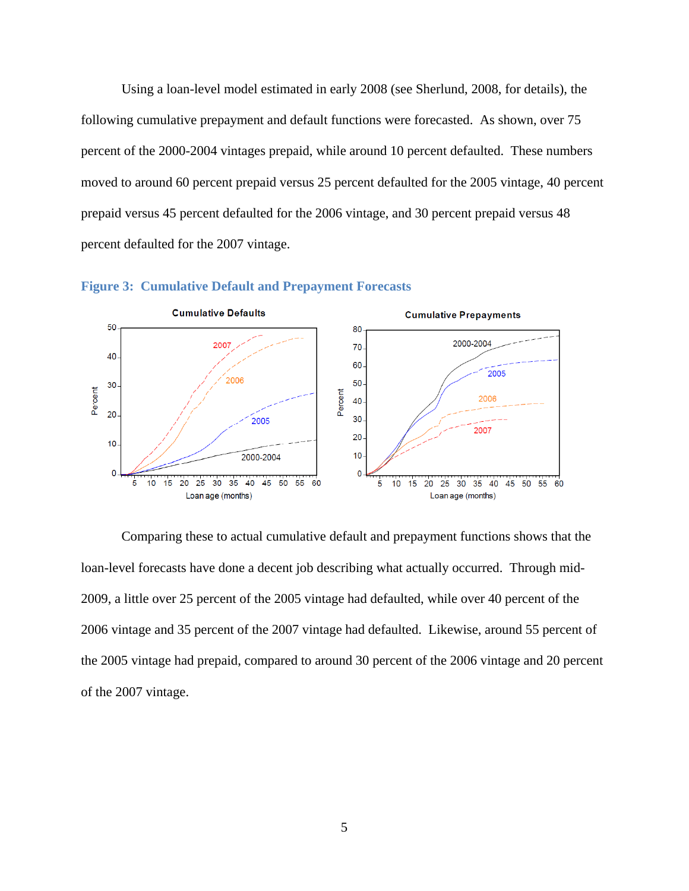Using a loan-level model estimated in early 2008 (see Sherlund, 2008, for details), the following cumulative prepayment and default functions were forecasted. As shown, over 75 percent of the 2000-2004 vintages prepaid, while around 10 percent defaulted. These numbers moved to around 60 percent prepaid versus 25 percent defaulted for the 2005 vintage, 40 percent prepaid versus 45 percent defaulted for the 2006 vintage, and 30 percent prepaid versus 48 percent defaulted for the 2007 vintage.

**Figure 3: Cumulative Default and Prepayment Forecasts**

Comparing these to actual cumulative default and prepayment functions shows that the loan-level forecasts have done a decent job describing what actually occurred. Through mid-2009, a little over 25 percent of the 2005 vintage had defaulted, while over 40 percent of the 2006 vintage and 35 percent of the 2007 vintage had defaulted. Likewise, around 55 percent of the 2005 vintage had prepaid, compared to around 30 percent of the 2006 vintage and 20 percent of the 2007 vintage.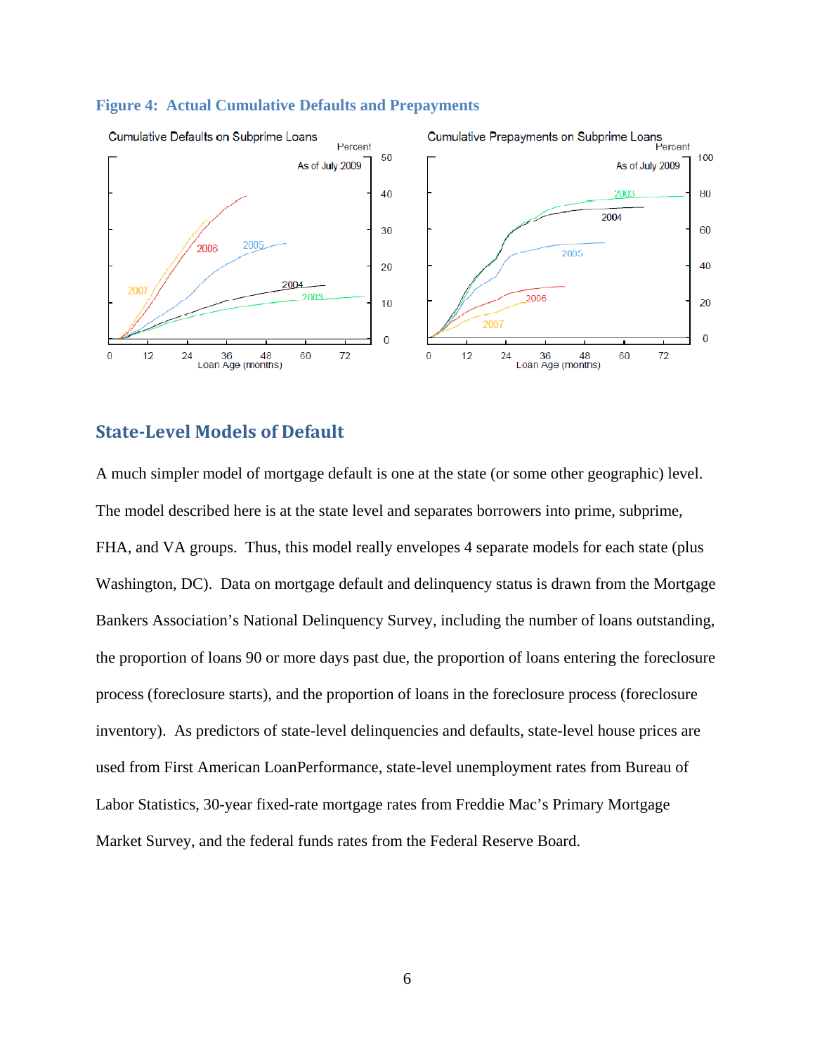**Figure 4: Actual Cumulative Defaults and Prepayments**

## State-Level Models of Default

A much simpler model of mortgage default is one at the state (or some other geographic) level. The model described here is at the state level and separates borrowers into prime, subprime, FHA, and VA groups. Thus, this model really envelopes 4 separate models for each state (plus Washington, DC). Data on mortgage default and delinquency status is drawn from the Mortgage Bankers Association's National Delinquency Survey, including the number of loans outstanding, the proportion of loans 90 or more days past due, the proportion of loans entering the foreclosure process (foreclosure starts), and the proportion of loans in the foreclosure process (foreclosure inventory). As predictors of state-level delinquencies and defaults, state-level house prices are used from First American LoanPerformance, state-level unemployment rates from Bureau of Labor Statistics, 30-year fixed-rate mortgage rates from Freddie Mac's Primary Mortgage Market Survey, and the federal funds rates from the Federal Reserve Board.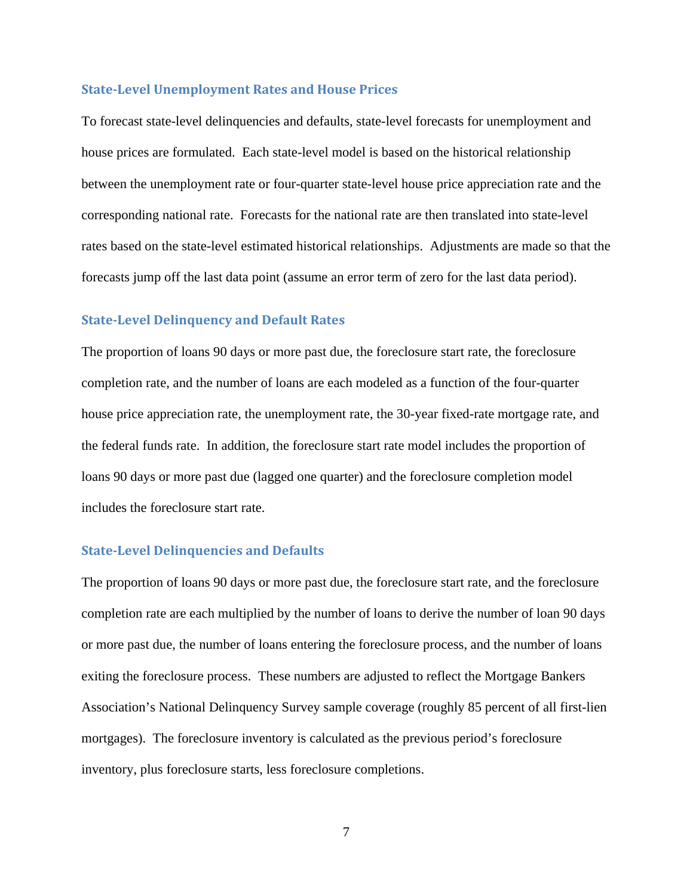### State-Level Unemployment Rates and House Prices

To forecast state-level delinquencies and defaults, state-level forecasts for unemployment and house prices are formulated. Each state-level model is based on the historical relationship between the unemployment rate or four-quarter state-level house price appreciation rate and the corresponding national rate. Forecasts for the national rate are then translated into state-level rates based on the state-level estimated historical relationships. Adjustments are made so that the forecasts jump off the last data point (assume an error term of zero for the last data period).

### State-Level Delinquency and Default Rates

The proportion of loans 90 days or more past due, the foreclosure start rate, the foreclosure completion rate, and the number of loans are each modeled as a function of the four-quarter house price appreciation rate, the unemployment rate, the 30-year fixed-rate mortgage rate, and the federal funds rate. In addition, the foreclosure start rate model includes the proportion of loans 90 days or more past due (lagged one quarter) and the foreclosure completion model includes the foreclosure start rate.

### State-Level Delinquencies and Defaults

The proportion of loans 90 days or more past due, the foreclosure start rate, and the foreclosure completion rate are each multiplied by the number of loans to derive the number of loan 90 days or more past due, the number of loans entering the foreclosure process, and the number of loans exiting the foreclosure process. These numbers are adjusted to reflect the Mortgage Bankers Association's National Delinquency Survey sample coverage (roughly 85 percent of all first-lien mortgages). The foreclosure inventory is calculated as the previous period's foreclosure inventory, plus foreclosure starts, less foreclosure completions.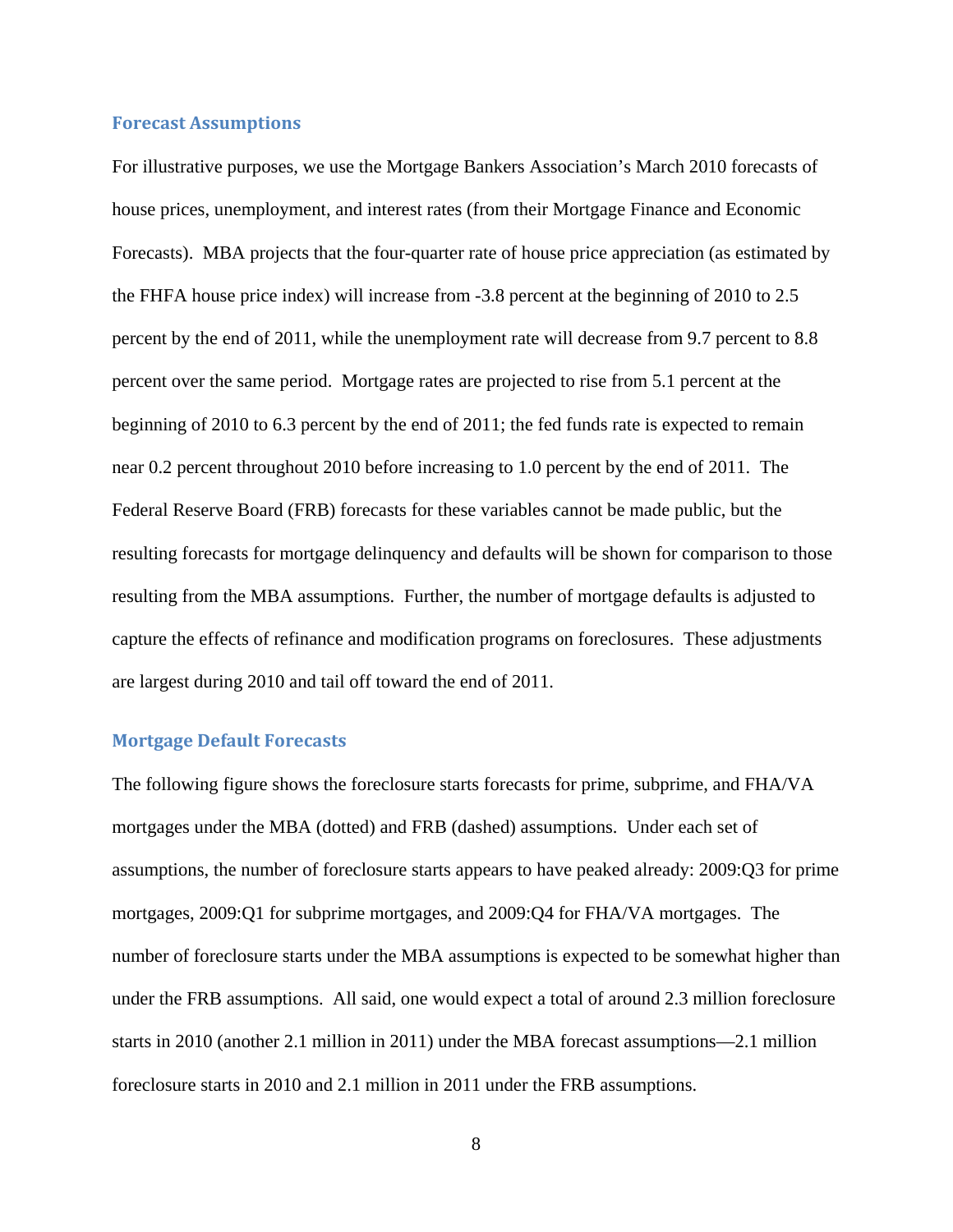### Forecast Assumptions

For illustrative purposes, we use the Mortgage Bankers Association's March 2010 forecasts of house prices, unemployment, and interest rates (from their Mortgage Finance and Economic Forecasts). MBA projects that the four-quarter rate of house price appreciation (as estimated by the FHFA house price index) will increase from -3.8 percent at the beginning of 2010 to 2.5 percent by the end of 2011, while the unemployment rate will decrease from 9.7 percent to 8.8 percent over the same period. Mortgage rates are projected to rise from 5.1 percent at the beginning of 2010 to 6.3 percent by the end of 2011; the fed funds rate is expected to remain near 0.2 percent throughout 2010 before increasing to 1.0 percent by the end of 2011. The Federal Reserve Board (FRB) forecasts for these variables cannot be made public, but the resulting forecasts for mortgage delinquency and defaults will be shown for comparison to those resulting from the MBA assumptions. Further, the number of mortgage defaults is adjusted to capture the effects of refinance and modification programs on foreclosures. These adjustments are largest during 2010 and tail off toward the end of 2011.

### Mortgage Default Forecasts

The following figure shows the foreclosure starts forecasts for prime, subprime, and FHA/VA mortgages under the MBA (dotted) and FRB (dashed) assumptions. Under each set of assumptions, the number of foreclosure starts appears to have peaked already: 2009:Q3 for prime mortgages, 2009:Q1 for subprime mortgages, and 2009:Q4 for FHA/VA mortgages. The number of foreclosure starts under the MBA assumptions is expected to be somewhat higher than under the FRB assumptions. All said, one would expect a total of around 2.3 million foreclosure starts in 2010 (another 2.1 million in 2011) under the MBA forecast assumptions—2.1 million foreclosure starts in 2010 and 2.1 million in 2011 under the FRB assumptions.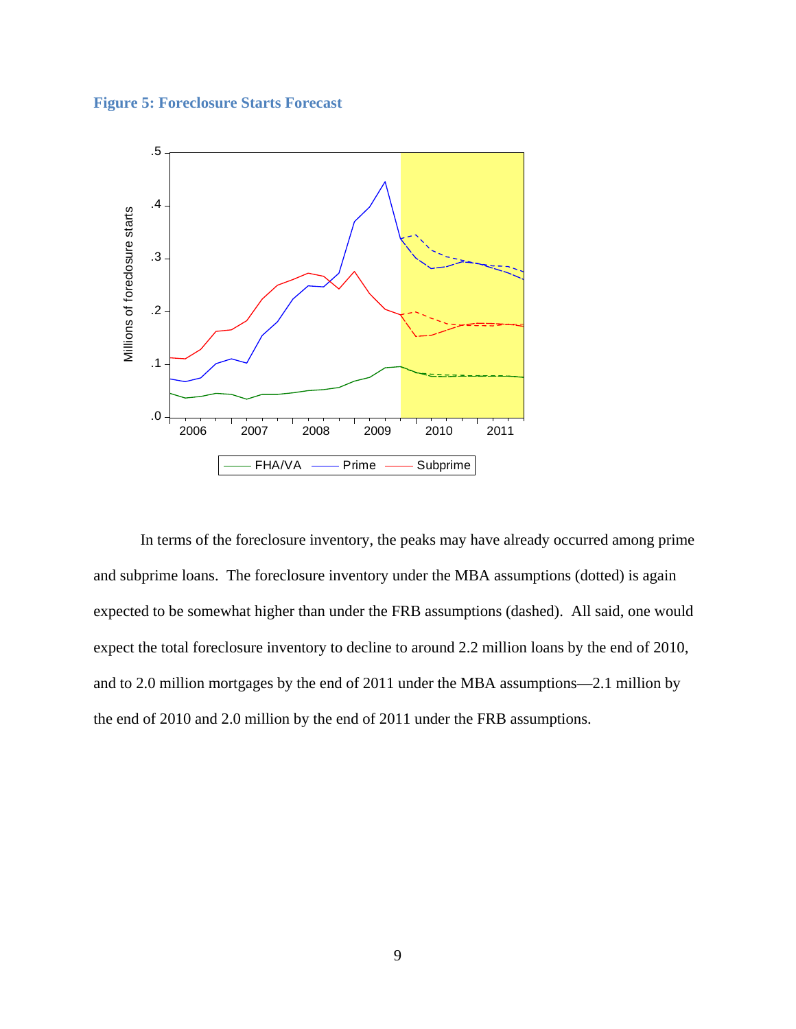**Figure 5: Foreclosure Starts Forecast**

In terms of the foreclosure inventory, the peaks may have already occurred among prime and subprime loans. The foreclosure inventory under the MBA assumptions (dotted) is again expected to be somewhat higher than under the FRB assumptions (dashed). All said, one would expect the total foreclosure inventory to decline to around 2.2 million loans by the end of 2010, and to 2.0 million mortgages by the end of 2011 under the MBA assumptions—2.1 million by the end of 2010 and 2.0 million by the end of 2011 under the FRB assumptions.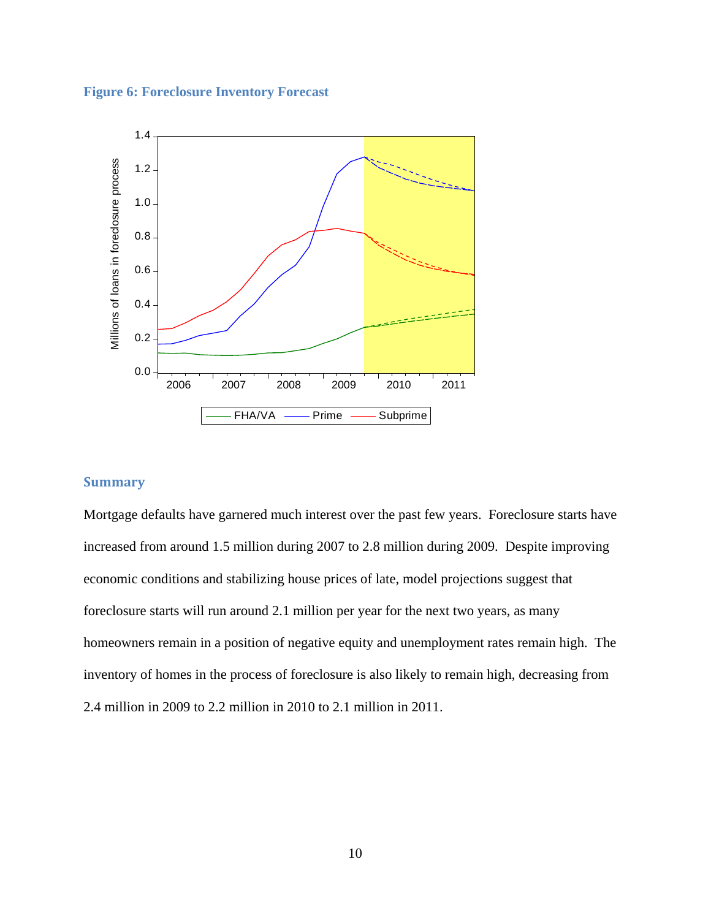**Figure 6: Foreclosure Inventory Forecast**

### Summary

Mortgage defaults have garnered much interest over the past few years. Foreclosure starts have increased from around 1.5 million during 2007 to 2.8 million during 2009. Despite improving economic conditions and stabilizing house prices of late, model projections suggest that foreclosure starts will run around 2.1 million per year for the next two years, as many homeowners remain in a position of negative equity and unemployment rates remain high. The inventory of homes in the process of foreclosure is also likely to remain high, decreasing from 2.4 million in 2009 to 2.2 million in 2010 to 2.1 million in 2011.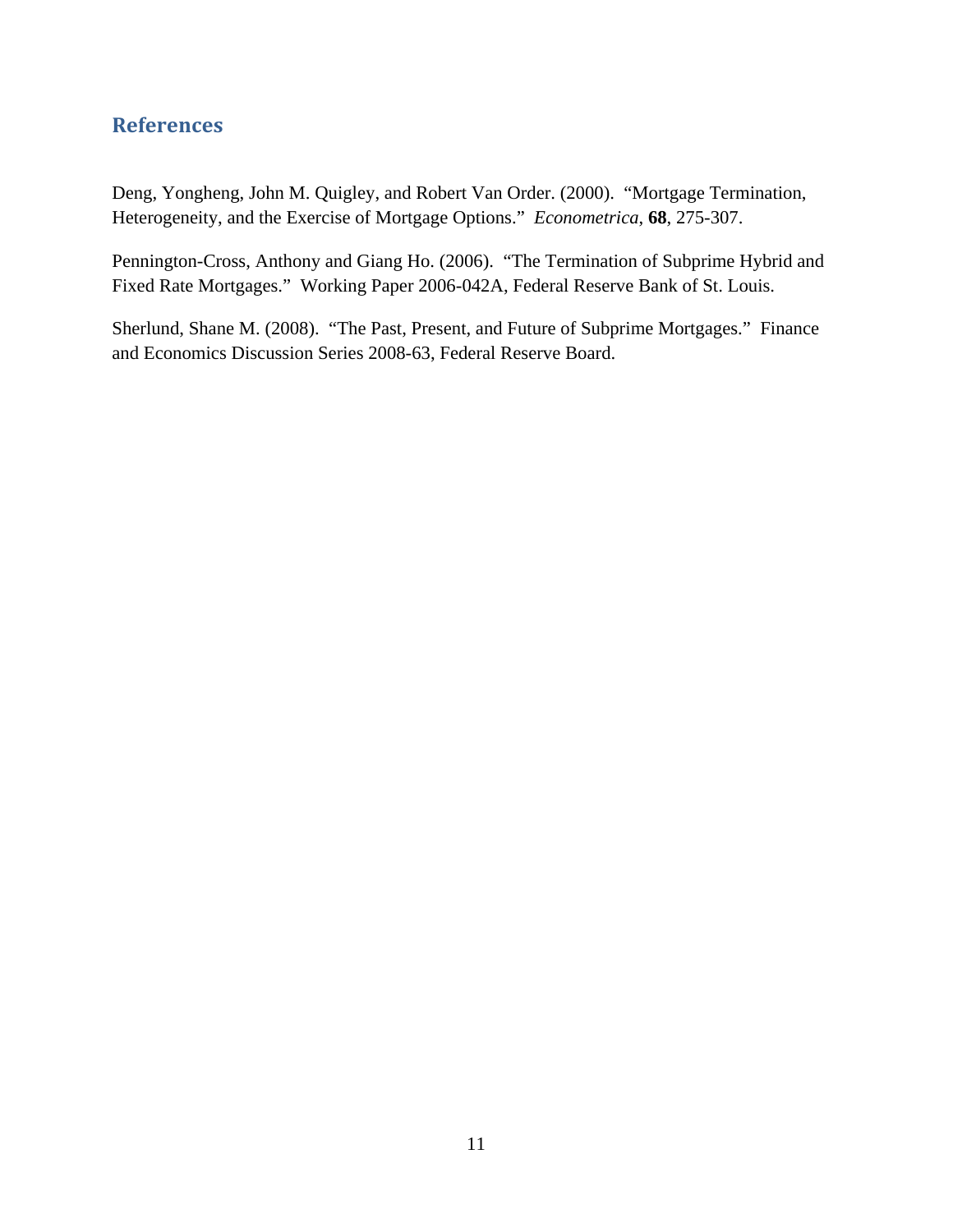## References

Deng, Yongheng, John M. Quigley, and Robert Van Order. (2000). "Mortgage Termination, Heterogeneity, and the Exercise of Mortgage Options." *Econometrica*, **68**, 275-307.

Pennington-Cross, Anthony and Giang Ho. (2006). "The Termination of Subprime Hybrid and Fixed Rate Mortgages." Working Paper 2006-042A, Federal Reserve Bank of St. Louis.

Sherlund, Shane M. (2008). "The Past, Present, and Future of Subprime Mortgages." Finance and Economics Discussion Series 2008-63, Federal Reserve Board.